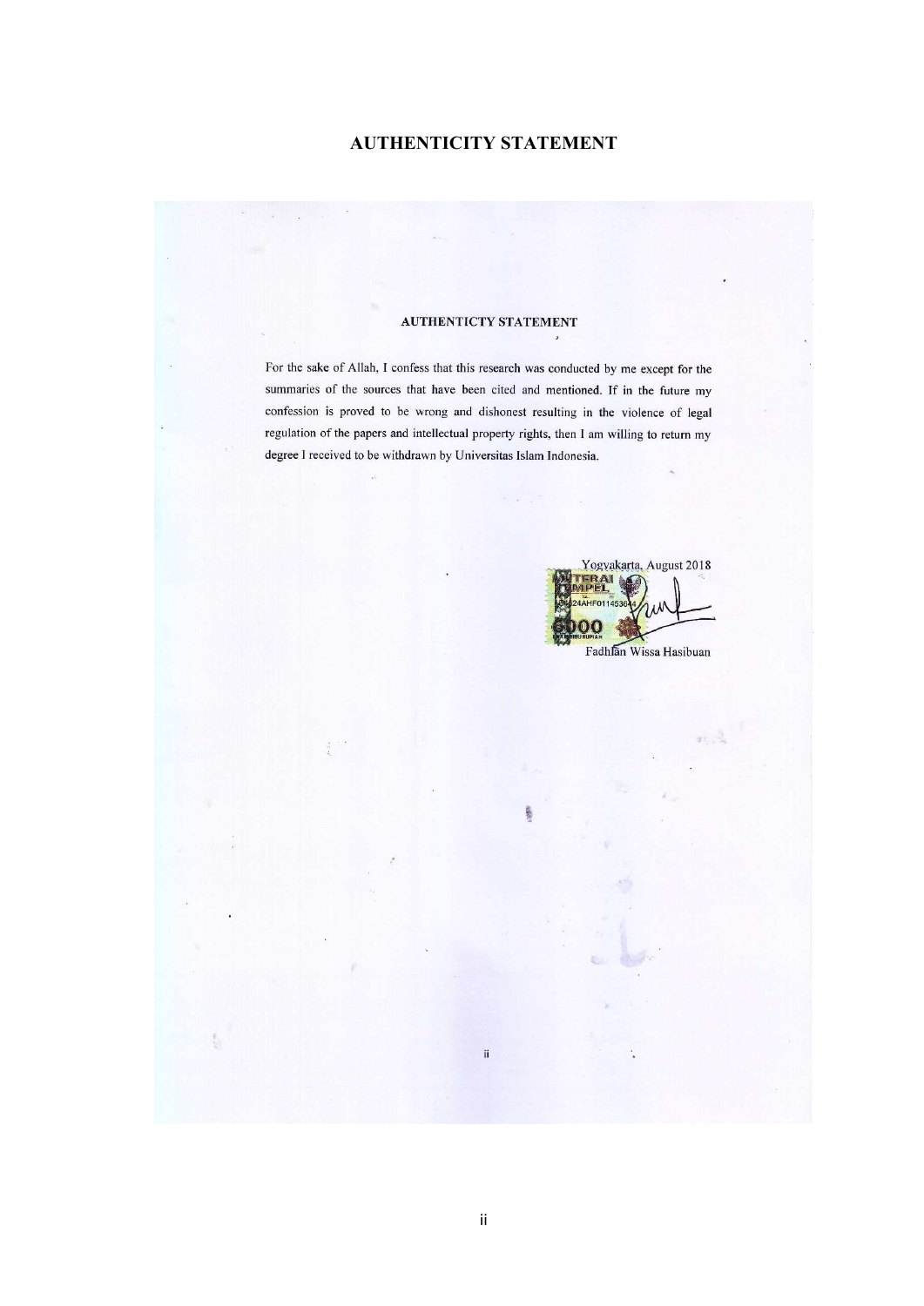# AUTHENTICITY STATEMENT

## AUTHENTICTY STATEMENT

For the sake of Allah, I confess that this research was conducted by me except for the summaries of the sources that have been cited and mentioned. If in the future my confession is proved to be wrong and dishonest resulting in the violence of legal regulation of the papers and intellectual property rights, then I am willing to return my degree I received to be withdrawn by Universitas Islam Indonesia.

Yogyakarta, August 2018

METERAI TEMPEL 24AHF011453644 6000 ENAM RIBU RUPIAH

Fadhlan Wissa Hasibuan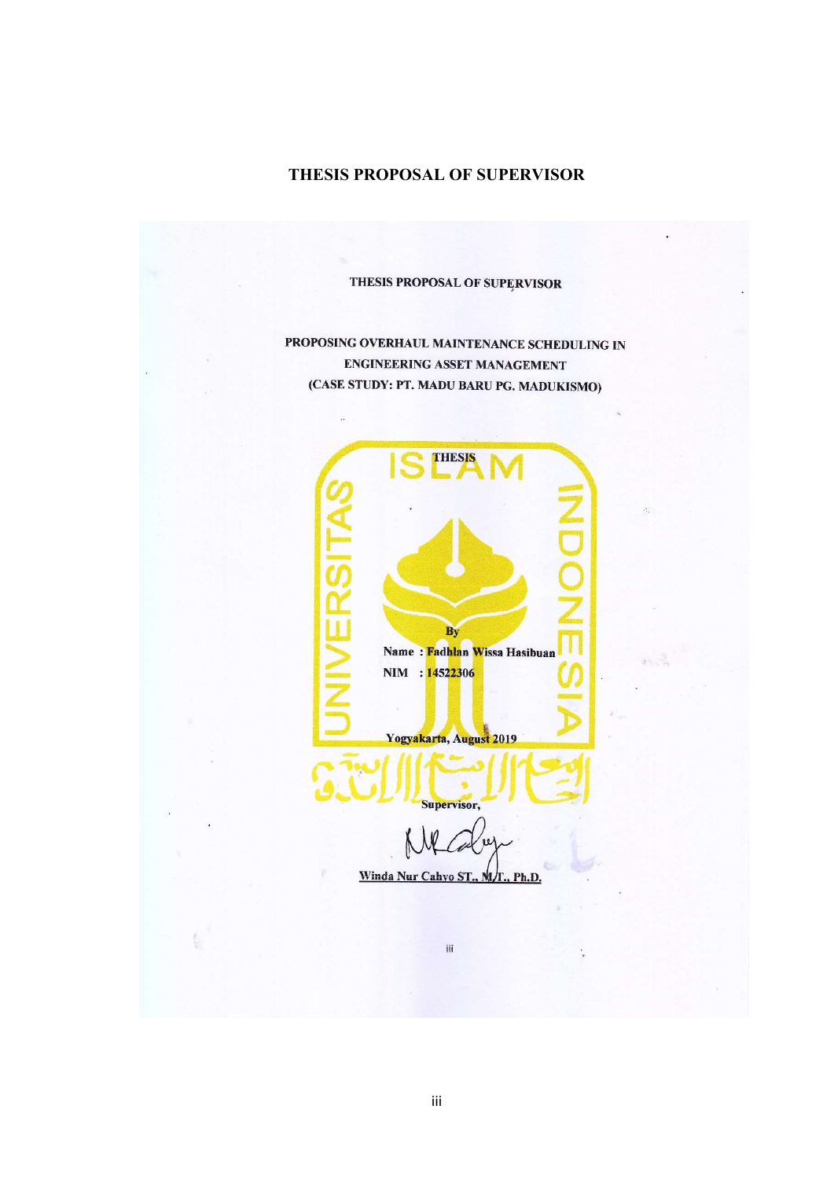# THESIS PROPOSAL OF SUPERVISOR

## THESIS PROPOSAL OF SUPERVISOR

**PROPOSING OVERHAUL MAINTENANCE SCHEDULING IN ENGINEERING ASSET MANAGEMENT (CASE STUDY: PT. MADU BARU PG. MADUKISMO)**

**THESIS**

**By**

**Name : Fadhlan Wissa Hasibuan**

**NIM : 14522306**

**Yogyakarta, August 2019**

**Supervisor,**

Winda Nur Cahyo ST., M.T., Ph.D.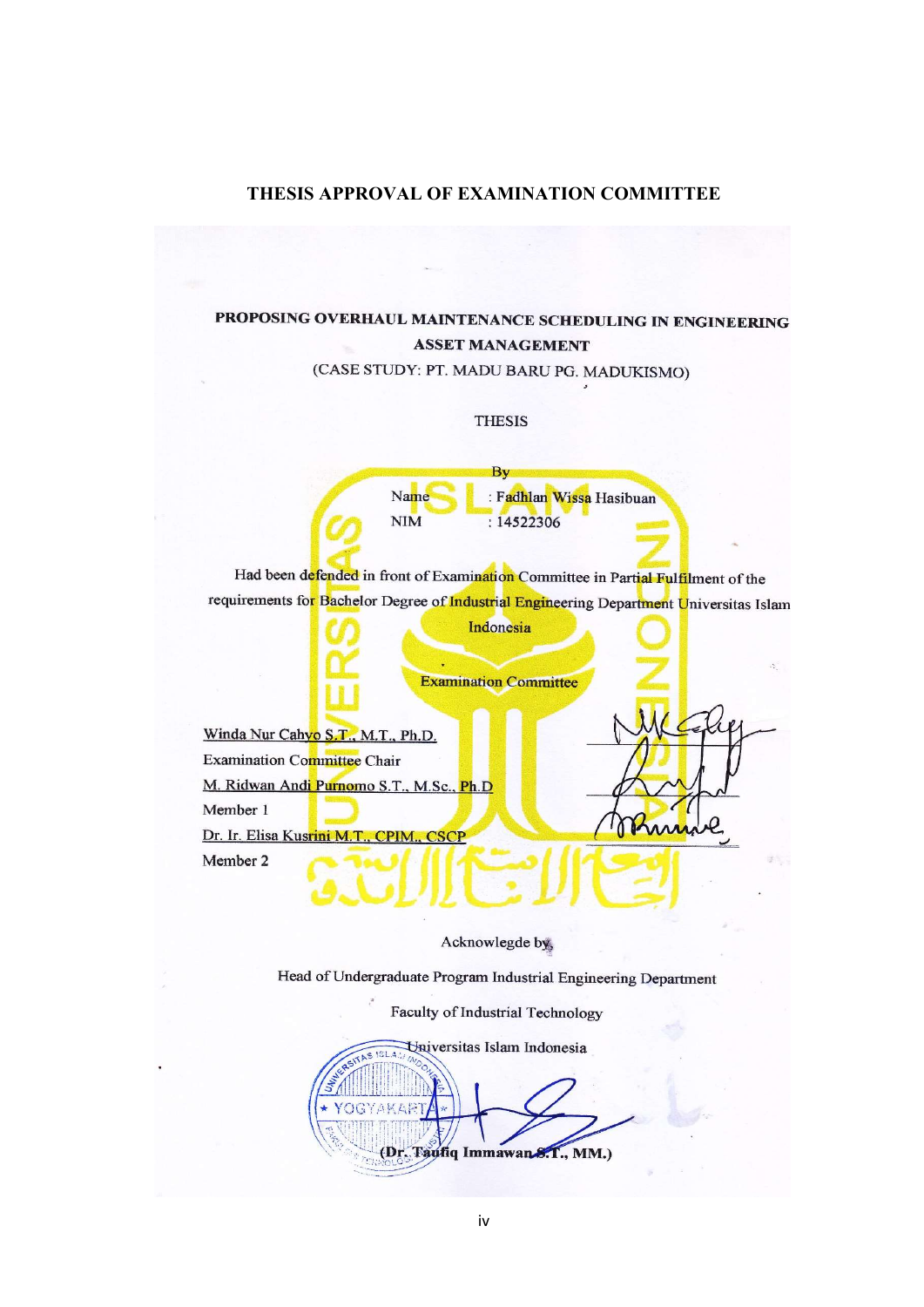## THESIS APPROVAL OF EXAMINATION COMMITTEE

**PROPOSING OVERHAUL MAINTENANCE SCHEDULING IN ENGINEERING ASSET MANAGEMENT**

(CASE STUDY: PT. MADU BARU PG. MADUKISMO)

THESIS

By

Name : Fadhlan Wissa Hasibuan

NIM : 14522306

Had been defended in front of Examination Committee in Partial Fulfilment of the requirements for Bachelor Degree of Industrial Engineering Department Universitas Islam Indonesia

Examination Committee

Winda Nur Cahyo S.T., M.T., Ph.D.
Examination Committee Chair

M. Ridwan Andi Purnomo S.T., M.Sc., Ph.D
Member 1

Dr. Ir. Elisa Kusrini M.T., CPIM., CSCP
Member 2

Acknowlegde by,

Head of Undergraduate Program Industrial Engineering Department

Faculty of Industrial Technology

Universitas Islam Indonesia

(Dr. Taufiq Immawan S.T., MM.)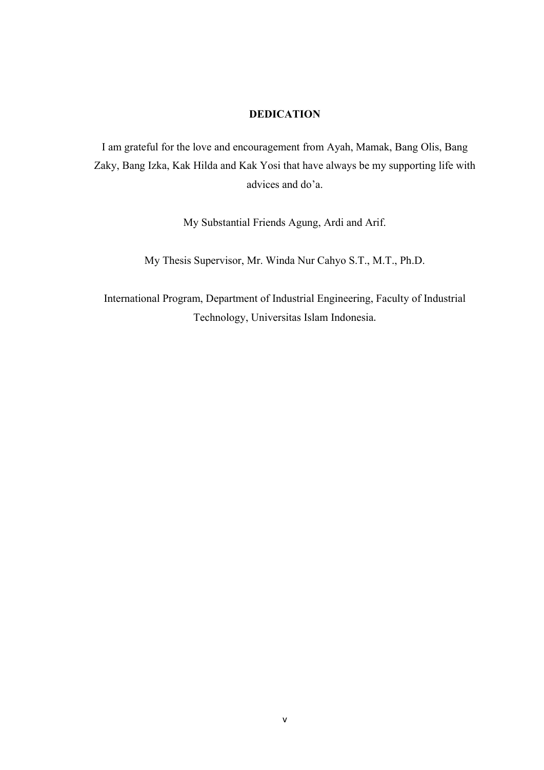# DEDICATION

I am grateful for the love and encouragement from Ayah, Mamak, Bang Olis, Bang Zaky, Bang Izka, Kak Hilda and Kak Yosi that have always be my supporting life with advices and do'a.

My Substantial Friends Agung, Ardi and Arif.

My Thesis Supervisor, Mr. Winda Nur Cahyo S.T., M.T., Ph.D.

International Program, Department of Industrial Engineering, Faculty of Industrial Technology, Universitas Islam Indonesia.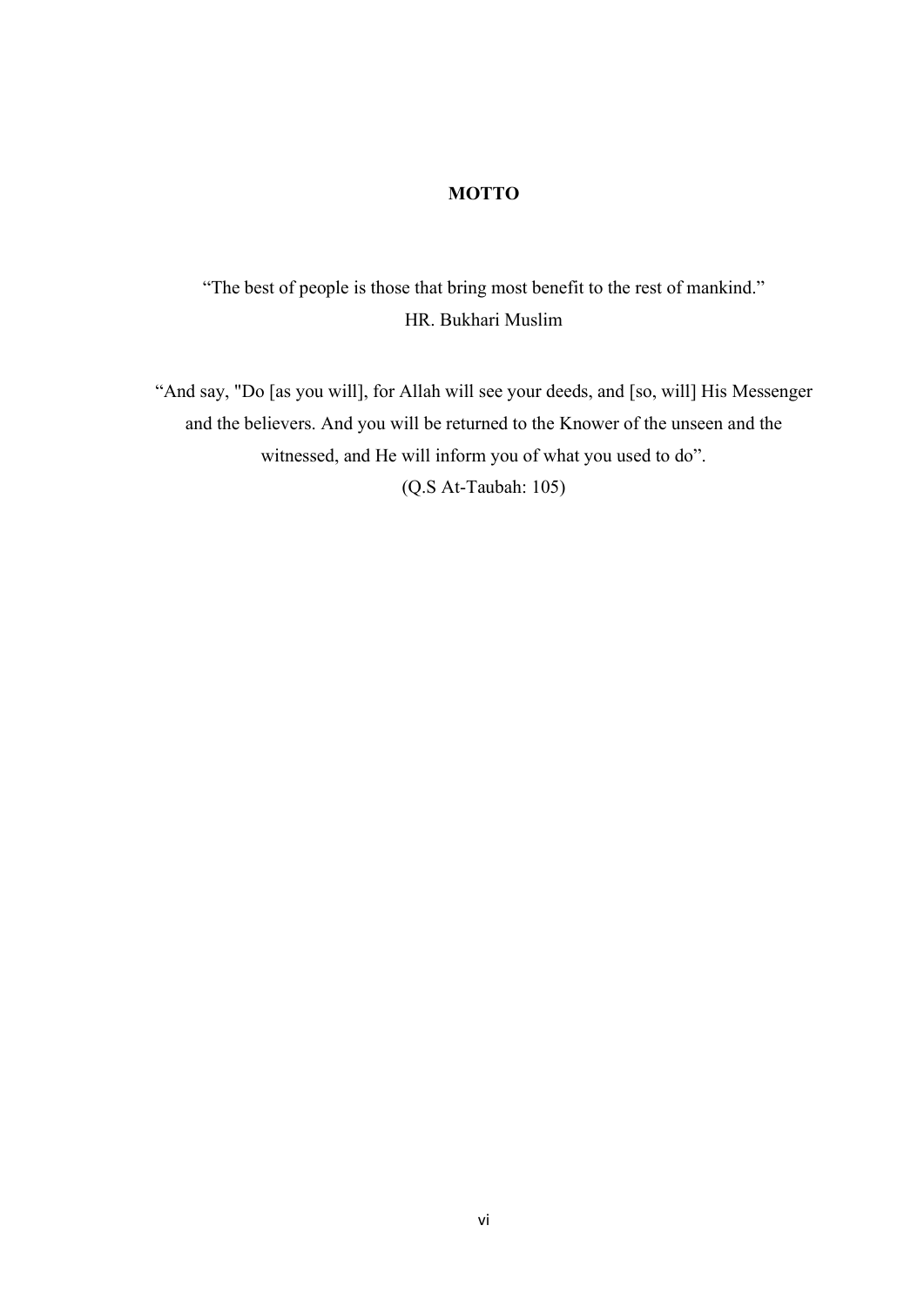# MOTTO

"The best of people is those that bring most benefit to the rest of mankind."
HR. Bukhari Muslim

"And say, "Do [as you will], for Allah will see your deeds, and [so, will] His Messenger and the believers. And you will be returned to the Knower of the unseen and the witnessed, and He will inform you of what you used to do".
(Q.S At-Taubah: 105)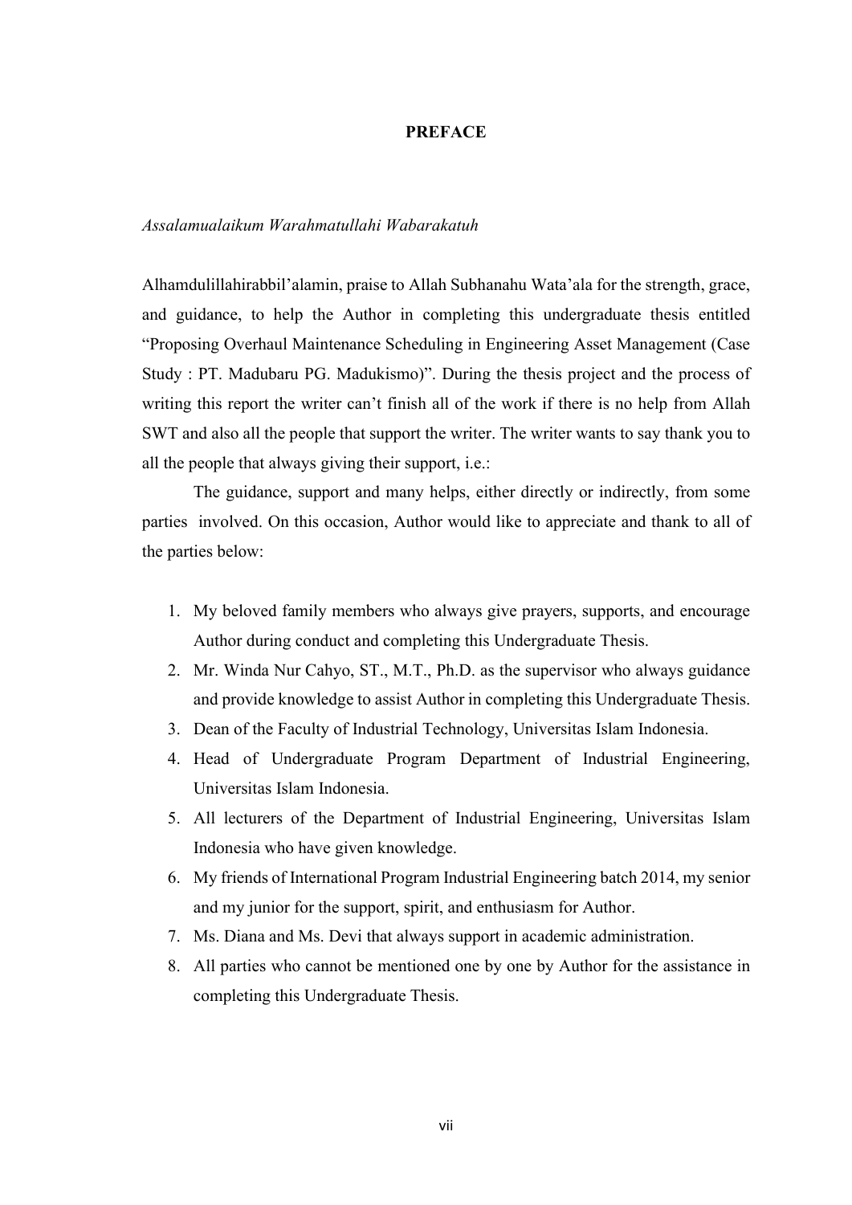# PREFACE

*Assalamualaikum Warahmatullahi Wabarakatuh*

Alhamdulillahirabbil'alamin, praise to Allah Subhanahu Wata'ala for the strength, grace, and guidance, to help the Author in completing this undergraduate thesis entitled "Proposing Overhaul Maintenance Scheduling in Engineering Asset Management (Case Study : PT. Madubaru PG. Madukismo)". During the thesis project and the process of writing this report the writer can't finish all of the work if there is no help from Allah SWT and also all the people that support the writer. The writer wants to say thank you to all the people that always giving their support, i.e.:

The guidance, support and many helps, either directly or indirectly, from some parties involved. On this occasion, Author would like to appreciate and thank to all of the parties below:

1. My beloved family members who always give prayers, supports, and encourage Author during conduct and completing this Undergraduate Thesis.
2. Mr. Winda Nur Cahyo, ST., M.T., Ph.D. as the supervisor who always guidance and provide knowledge to assist Author in completing this Undergraduate Thesis.
3. Dean of the Faculty of Industrial Technology, Universitas Islam Indonesia.
4. Head of Undergraduate Program Department of Industrial Engineering, Universitas Islam Indonesia.
5. All lecturers of the Department of Industrial Engineering, Universitas Islam Indonesia who have given knowledge.
6. My friends of International Program Industrial Engineering batch 2014, my senior and my junior for the support, spirit, and enthusiasm for Author.
7. Ms. Diana and Ms. Devi that always support in academic administration.
8. All parties who cannot be mentioned one by one by Author for the assistance in completing this Undergraduate Thesis.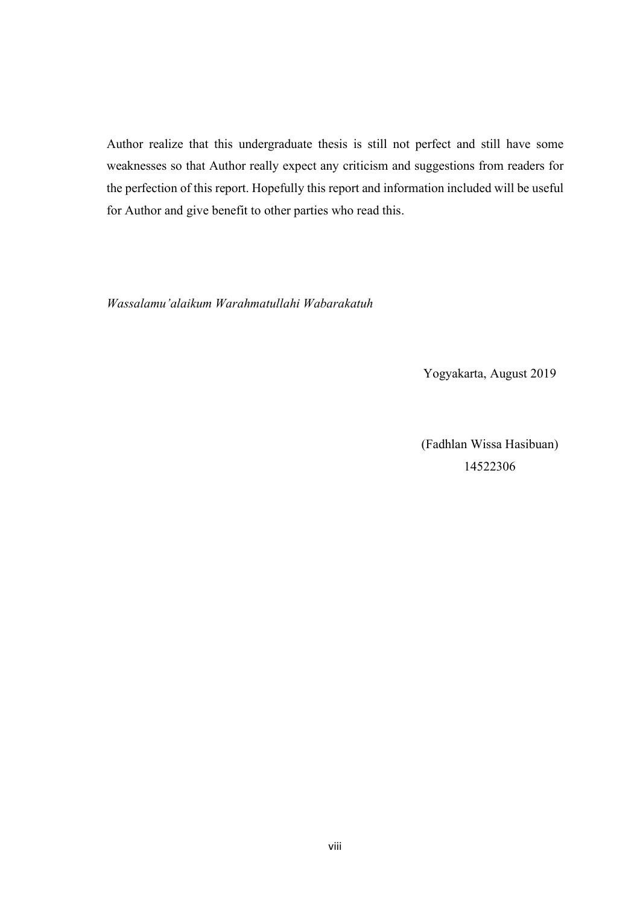Author realize that this undergraduate thesis is still not perfect and still have some weaknesses so that Author really expect any criticism and suggestions from readers for the perfection of this report. Hopefully this report and information included will be useful for Author and give benefit to other parties who read this.

*Wassalamu'alaikum Warahmatullahi Wabarakatuh*

Yogyakarta, August 2019

(Fadhlan Wissa Hasibuan)
14522306